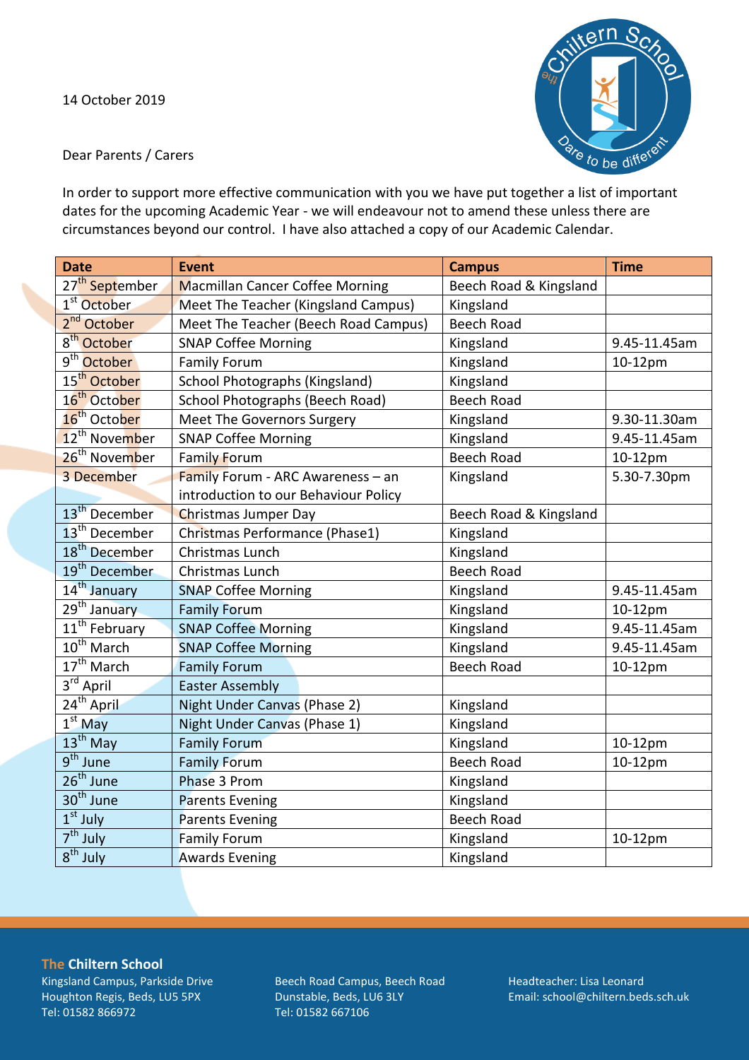14 October 2019

Dear Parents / Carers

In order to support more effective communication with you we have put together a list of important dates for the upcoming Academic Year - we will endeavour not to amend these unless there are circumstances beyond our control. I have also attached a copy of our Academic Calendar.

| Date | Event | Campus | Time |
|---|---|---|---|
| 27th September | Macmillan Cancer Coffee Morning | Beech Road & Kingsland | |
| 1st October | Meet The Teacher (Kingsland Campus) | Kingsland | |
| 2nd October | Meet The Teacher (Beech Road Campus) | Beech Road | |
| 8th October | SNAP Coffee Morning | Kingsland | 9.45-11.45am |
| 9th October | Family Forum | Kingsland | 10-12pm |
| 15th October | School Photographs (Kingsland) | Kingsland | |
| 16th October | School Photographs (Beech Road) | Beech Road | |
| 16th October | Meet The Governors Surgery | Kingsland | 9.30-11.30am |
| 12th November | SNAP Coffee Morning | Kingsland | 9.45-11.45am |
| 26th November | Family Forum | Beech Road | 10-12pm |
| 3 December | Family Forum - ARC Awareness – an introduction to our Behaviour Policy | Kingsland | 5.30-7.30pm |
| 13th December | Christmas Jumper Day | Beech Road & Kingsland | |
| 13th December | Christmas Performance (Phase1) | Kingsland | |
| 18th December | Christmas Lunch | Kingsland | |
| 19th December | Christmas Lunch | Beech Road | |
| 14th January | SNAP Coffee Morning | Kingsland | 9.45-11.45am |
| 29th January | Family Forum | Kingsland | 10-12pm |
| 11th February | SNAP Coffee Morning | Kingsland | 9.45-11.45am |
| 10th March | SNAP Coffee Morning | Kingsland | 9.45-11.45am |
| 17th March | Family Forum | Beech Road | 10-12pm |
| 3rd April | Easter Assembly | | |
| 24th April | Night Under Canvas (Phase 2) | Kingsland | |
| 1st May | Night Under Canvas (Phase 1) | Kingsland | |
| 13th May | Family Forum | Kingsland | 10-12pm |
| 9th June | Family Forum | Beech Road | 10-12pm |
| 26th June | Phase 3 Prom | Kingsland | |
| 30th June | Parents Evening | Kingsland | |
| 1st July | Parents Evening | Beech Road | |
| 7th July | Family Forum | Kingsland | 10-12pm |
| 8th July | Awards Evening | Kingsland | |

**The Chiltern School**

Kingsland Campus, Parkside Drive
Houghton Regis, Beds, LU5 5PX
Tel: 01582 866972

Beech Road Campus, Beech Road
Dunstable, Beds, LU6 3LY
Tel: 01582 667106

Headteacher: Lisa Leonard
Email: school@chiltern.beds.sch.uk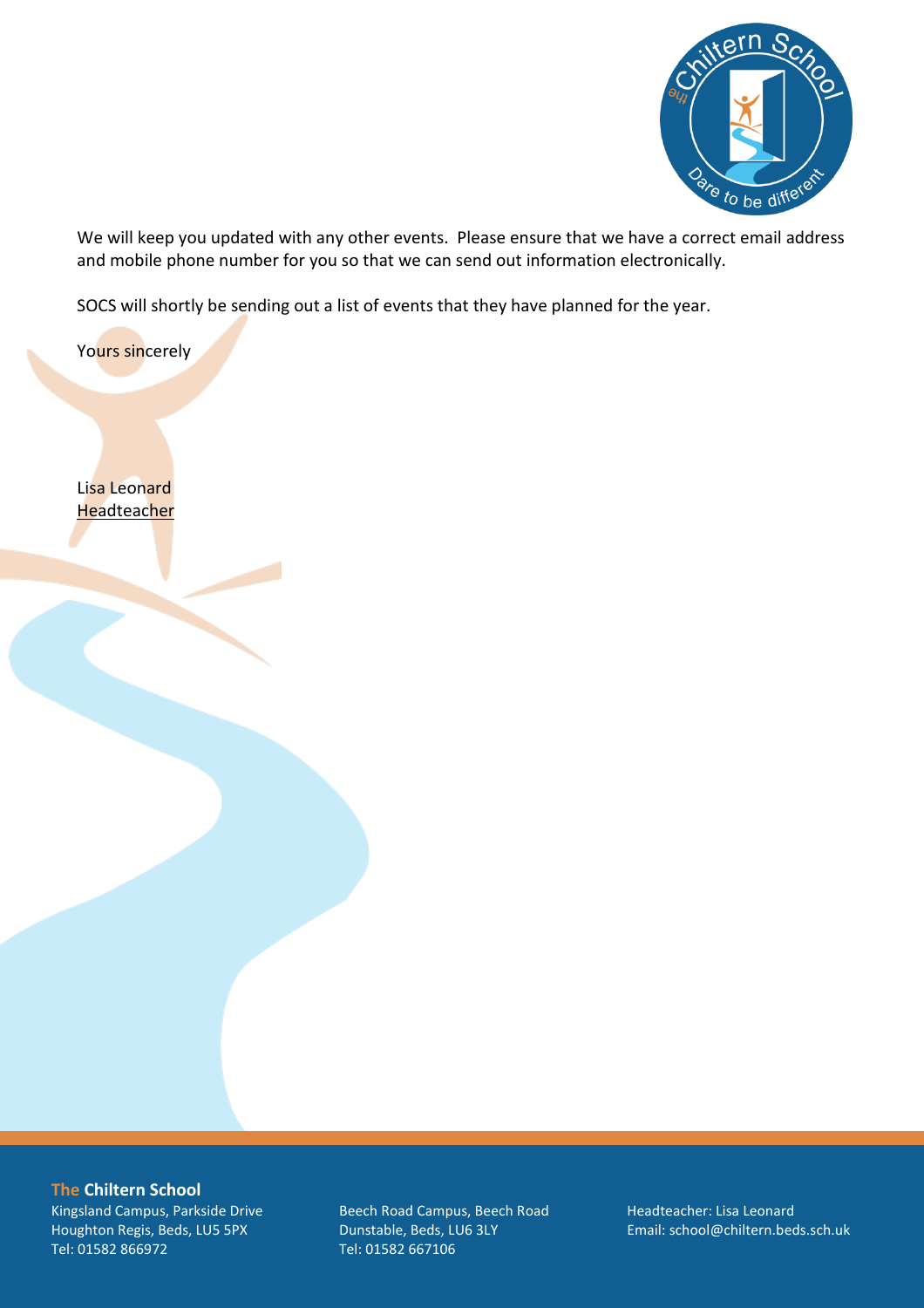We will keep you updated with any other events. Please ensure that we have a correct email address and mobile phone number for you so that we can send out information electronically.

SOCS will shortly be sending out a list of events that they have planned for the year.

Yours sincerely

Lisa Leonard
Headteacher

**The Chiltern School**

Kingsland Campus, Parkside Drive
Houghton Regis, Beds, LU5 5PX
Tel: 01582 866972

Beech Road Campus, Beech Road
Dunstable, Beds, LU6 3LY
Tel: 01582 667106

Headteacher: Lisa Leonard
Email: school@chiltern.beds.sch.uk